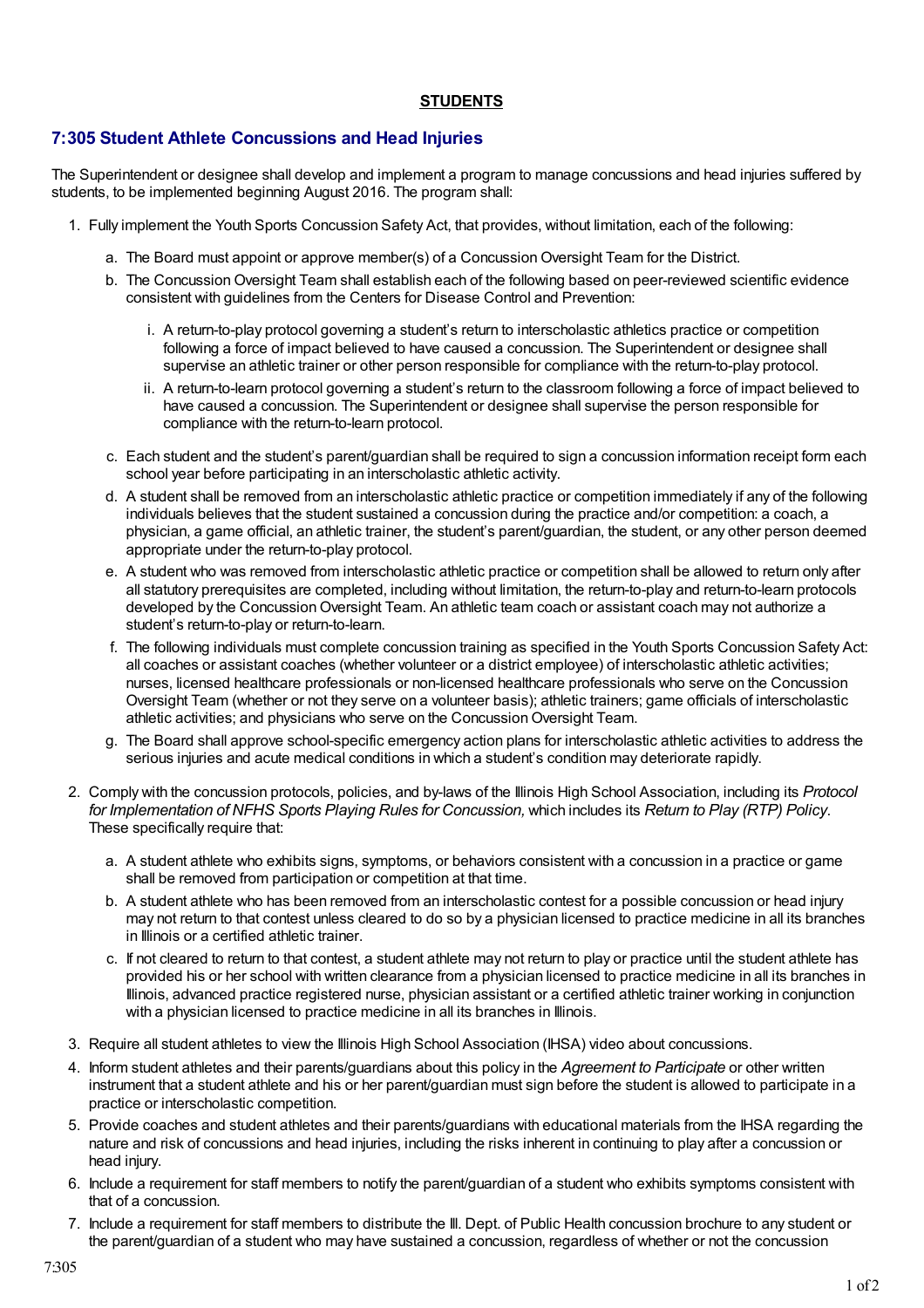**STUDENTS**

## 7:305 Student Athlete Concussions and Head Injuries

The Superintendent or designee shall develop and implement a program to manage concussions and head injuries suffered by students, to be implemented beginning August 2016. The program shall:

1. Fully implement the Youth Sports Concussion Safety Act, that provides, without limitation, each of the following:

   a. The Board must appoint or approve member(s) of a Concussion Oversight Team for the District.

   b. The Concussion Oversight Team shall establish each of the following based on peer-reviewed scientific evidence consistent with guidelines from the Centers for Disease Control and Prevention:

      i. A return-to-play protocol governing a student's return to interscholastic athletics practice or competition following a force of impact believed to have caused a concussion. The Superintendent or designee shall supervise an athletic trainer or other person responsible for compliance with the return-to-play protocol.

      ii. A return-to-learn protocol governing a student's return to the classroom following a force of impact believed to have caused a concussion. The Superintendent or designee shall supervise the person responsible for compliance with the return-to-learn protocol.

   c. Each student and the student's parent/guardian shall be required to sign a concussion information receipt form each school year before participating in an interscholastic athletic activity.

   d. A student shall be removed from an interscholastic athletic practice or competition immediately if any of the following individuals believes that the student sustained a concussion during the practice and/or competition: a coach, a physician, a game official, an athletic trainer, the student's parent/guardian, the student, or any other person deemed appropriate under the return-to-play protocol.

   e. A student who was removed from interscholastic athletic practice or competition shall be allowed to return only after all statutory prerequisites are completed, including without limitation, the return-to-play and return-to-learn protocols developed by the Concussion Oversight Team. An athletic team coach or assistant coach may not authorize a student's return-to-play or return-to-learn.

   f. The following individuals must complete concussion training as specified in the Youth Sports Concussion Safety Act: all coaches or assistant coaches (whether volunteer or a district employee) of interscholastic athletic activities; nurses, licensed healthcare professionals or non-licensed healthcare professionals who serve on the Concussion Oversight Team (whether or not they serve on a volunteer basis); athletic trainers; game officials of interscholastic athletic activities; and physicians who serve on the Concussion Oversight Team.

   g. The Board shall approve school-specific emergency action plans for interscholastic athletic activities to address the serious injuries and acute medical conditions in which a student's condition may deteriorate rapidly.

2. Comply with the concussion protocols, policies, and by-laws of the Illinois High School Association, including its *Protocol for Implementation of NFHS Sports Playing Rules for Concussion,* which includes its *Return to Play (RTP) Policy*. These specifically require that:

   a. A student athlete who exhibits signs, symptoms, or behaviors consistent with a concussion in a practice or game shall be removed from participation or competition at that time.

   b. A student athlete who has been removed from an interscholastic contest for a possible concussion or head injury may not return to that contest unless cleared to do so by a physician licensed to practice medicine in all its branches in Illinois or a certified athletic trainer.

   c. If not cleared to return to that contest, a student athlete may not return to play or practice until the student athlete has provided his or her school with written clearance from a physician licensed to practice medicine in all its branches in Illinois, advanced practice registered nurse, physician assistant or a certified athletic trainer working in conjunction with a physician licensed to practice medicine in all its branches in Illinois.

3. Require all student athletes to view the Illinois High School Association (IHSA) video about concussions.

4. Inform student athletes and their parents/guardians about this policy in the *Agreement to Participate* or other written instrument that a student athlete and his or her parent/guardian must sign before the student is allowed to participate in a practice or interscholastic competition.

5. Provide coaches and student athletes and their parents/guardians with educational materials from the IHSA regarding the nature and risk of concussions and head injuries, including the risks inherent in continuing to play after a concussion or head injury.

6. Include a requirement for staff members to notify the parent/guardian of a student who exhibits symptoms consistent with that of a concussion.

7. Include a requirement for staff members to distribute the Ill. Dept. of Public Health concussion brochure to any student or the parent/guardian of a student who may have sustained a concussion, regardless of whether or not the concussion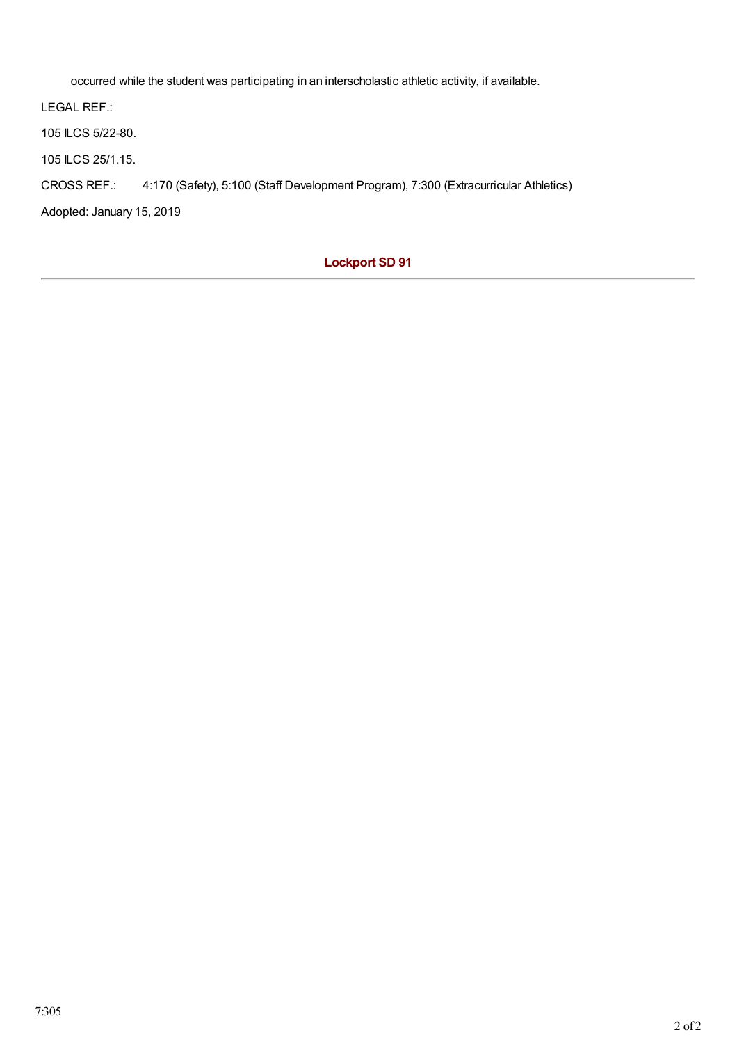occurred while the student was participating in an interscholastic athletic activity, if available.

LEGAL REF.:

105 ILCS 5/22-80.

105 ILCS 25/1.15.

CROSS REF.: 4:170 (Safety), 5:100 (Staff Development Program), 7:300 (Extracurricular Athletics)

Adopted: January 15, 2019

**Lockport SD 91**